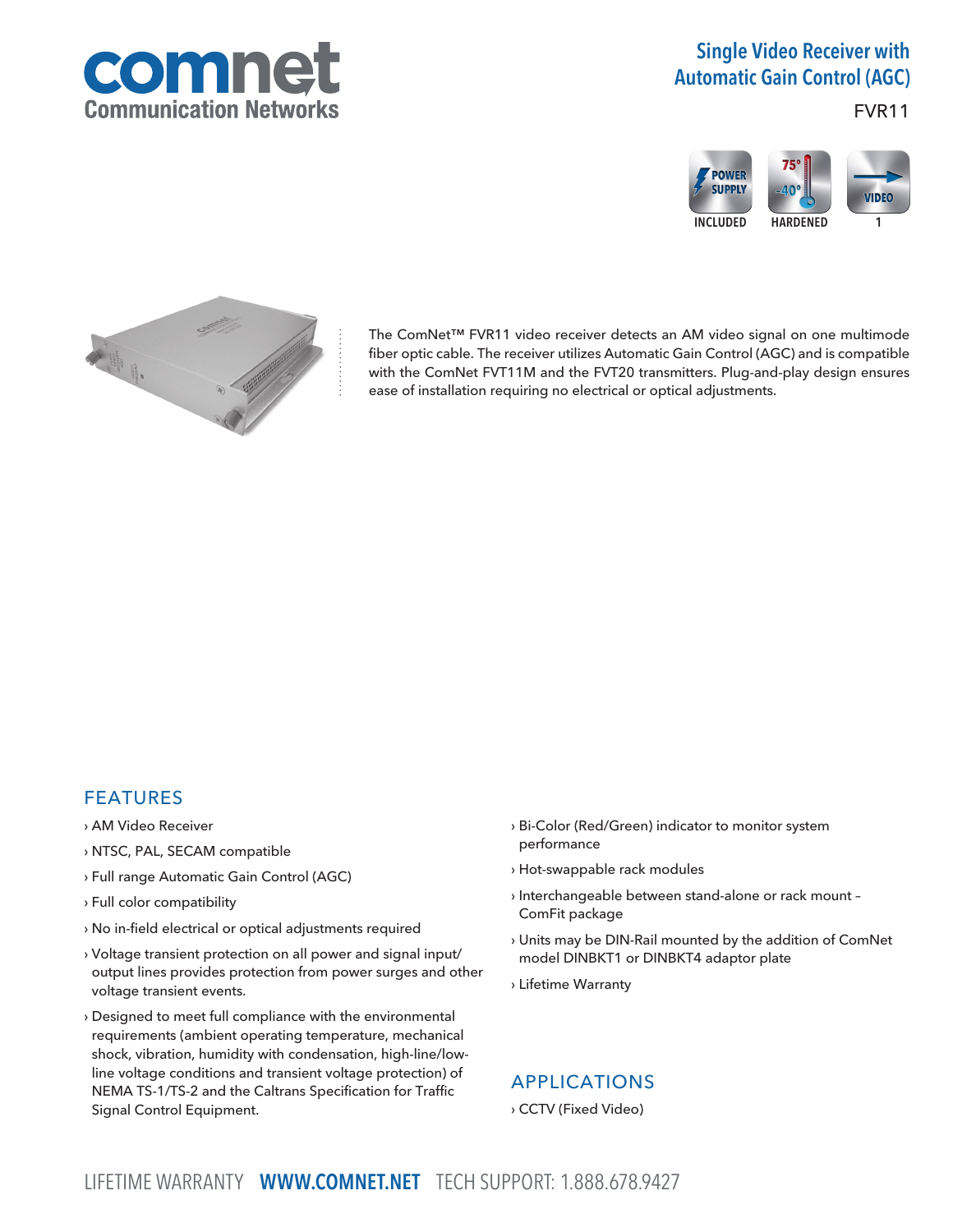comnet
Communication Networks

# Single Video Receiver with Automatic Gain Control (AGC)

FVR11

POWER SUPPLY INCLUDED | HARDENED 75° -40° | VIDEO 1

The ComNet™ FVR11 video receiver detects an AM video signal on one multimode fiber optic cable. The receiver utilizes Automatic Gain Control (AGC) and is compatible with the ComNet FVT11M and the FVT20 transmitters. Plug-and-play design ensures ease of installation requiring no electrical or optical adjustments.

## FEATURES

- AM Video Receiver
- NTSC, PAL, SECAM compatible
- Full range Automatic Gain Control (AGC)
- Full color compatibility
- No in-field electrical or optical adjustments required
- Voltage transient protection on all power and signal input/output lines provides protection from power surges and other voltage transient events.
- Designed to meet full compliance with the environmental requirements (ambient operating temperature, mechanical shock, vibration, humidity with condensation, high-line/low-line voltage conditions and transient voltage protection) of NEMA TS-1/TS-2 and the Caltrans Specification for Traffic Signal Control Equipment.
- Bi-Color (Red/Green) indicator to monitor system performance
- Hot-swappable rack modules
- Interchangeable between stand-alone or rack mount – ComFit package
- Units may be DIN-Rail mounted by the addition of ComNet model DINBKT1 or DINBKT4 adaptor plate
- Lifetime Warranty

## APPLICATIONS

- CCTV (Fixed Video)

LIFETIME WARRANTY **WWW.COMNET.NET** TECH SUPPORT: 1.888.678.9427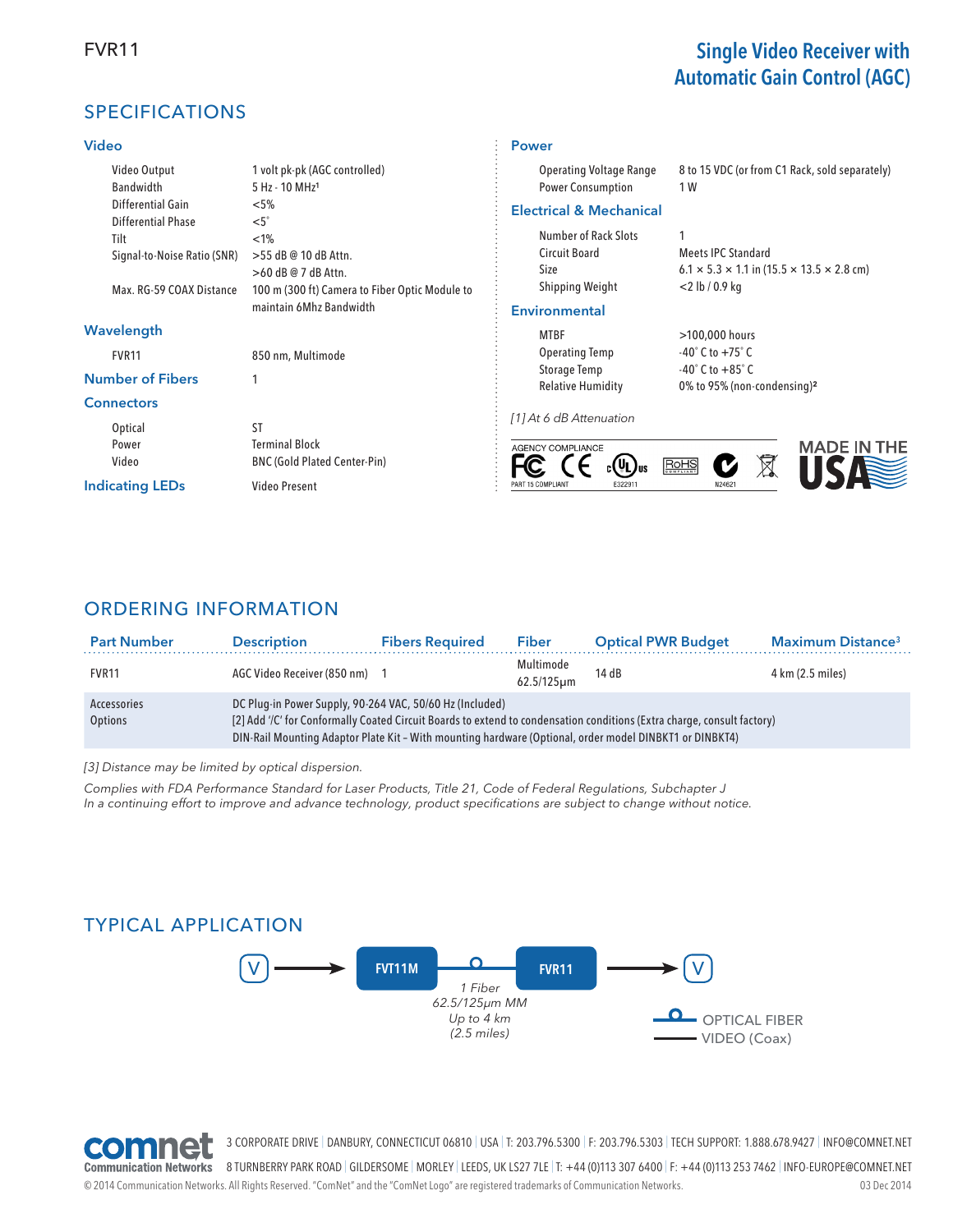# FVR11

## Single Video Receiver with Automatic Gain Control (AGC)

## SPECIFICATIONS

### Video

| | |
|---|---|
| Video Output | 1 volt pk-pk (AGC controlled) |
| Bandwidth | 5 Hz - 10 MHz[1] |
| Differential Gain | <5% |
| Differential Phase | <5° |
| Tilt | <1% |
| Signal-to-Noise Ratio (SNR) | >55 dB @ 10 dB Attn.<br>>60 dB @ 7 dB Attn. |
| Max. RG-59 COAX Distance | 100 m (300 ft) Camera to Fiber Optic Module to maintain 6Mhz Bandwidth |

### Wavelength

| | |
|---|---|
| FVR11 | 850 nm, Multimode |

### Number of Fibers

1

### Connectors

| | |
|---|---|
| Optical | ST |
| Power | Terminal Block |
| Video | BNC (Gold Plated Center-Pin) |

### Indicating LEDs

Video Present

### Power

| | |
|---|---|
| Operating Voltage Range | 8 to 15 VDC (or from C1 Rack, sold separately) |
| Power Consumption | 1 W |

### Electrical & Mechanical

| | |
|---|---|
| Number of Rack Slots | 1 |
| Circuit Board | Meets IPC Standard |
| Size | 6.1 × 5.3 × 1.1 in (15.5 × 13.5 × 2.8 cm) |
| Shipping Weight | <2 lb / 0.9 kg |

### Environmental

| | |
|---|---|
| MTBF | >100,000 hours |
| Operating Temp | -40° C to +75° C |
| Storage Temp | -40° C to +85° C |
| Relative Humidity | 0% to 95% (non-condensing)[2] |

*[1] At 6 dB Attenuation*

AGENCY COMPLIANCE

FC PART 15 COMPLIANT · CE · cULus E322911 · RoHS COMPLIANT · N24621

MADE IN THE USA

## ORDERING INFORMATION

| Part Number | Description | Fibers Required | Fiber | Optical PWR Budget | Maximum Distance[3] |
|---|---|---|---|---|---|
| FVR11 | AGC Video Receiver (850 nm) | 1 | Multimode 62.5/125µm | 14 dB | 4 km (2.5 miles) |
| Accessories Options | DC Plug-in Power Supply, 90-264 VAC, 50/60 Hz (Included)<br>[2] Add '/C' for Conformally Coated Circuit Boards to extend to condensation conditions (Extra charge, consult factory)<br>DIN-Rail Mounting Adaptor Plate Kit – With mounting hardware (Optional, order model DINBKT1 or DINBKT4) | | | | |

*[3] Distance may be limited by optical dispersion.*

*Complies with FDA Performance Standard for Laser Products, Title 21, Code of Federal Regulations, Subchapter J*
*In a continuing effort to improve and advance technology, product specifications are subject to change without notice.*

## TYPICAL APPLICATION

V → FVT11M — FVR11 → V

*1 Fiber*
*62.5/125µm MM*
*Up to 4 km*
*(2.5 miles)*

OPTICAL FIBER
VIDEO (Coax)

comnet Communication Networks

3 CORPORATE DRIVE | DANBURY, CONNECTICUT 06810 | USA | T: 203.796.5300 | F: 203.796.5303 | TECH SUPPORT: 1.888.678.9427 | INFO@COMNET.NET
8 TURNBERRY PARK ROAD | GILDERSOME | MORLEY | LEEDS, UK LS27 7LE | T: +44 (0)113 307 6400 | F: +44 (0)113 253 7462 | INFO-EUROPE@COMNET.NET

© 2014 Communication Networks. All Rights Reserved. "ComNet" and the "ComNet Logo" are registered trademarks of Communication Networks. 03 Dec 2014